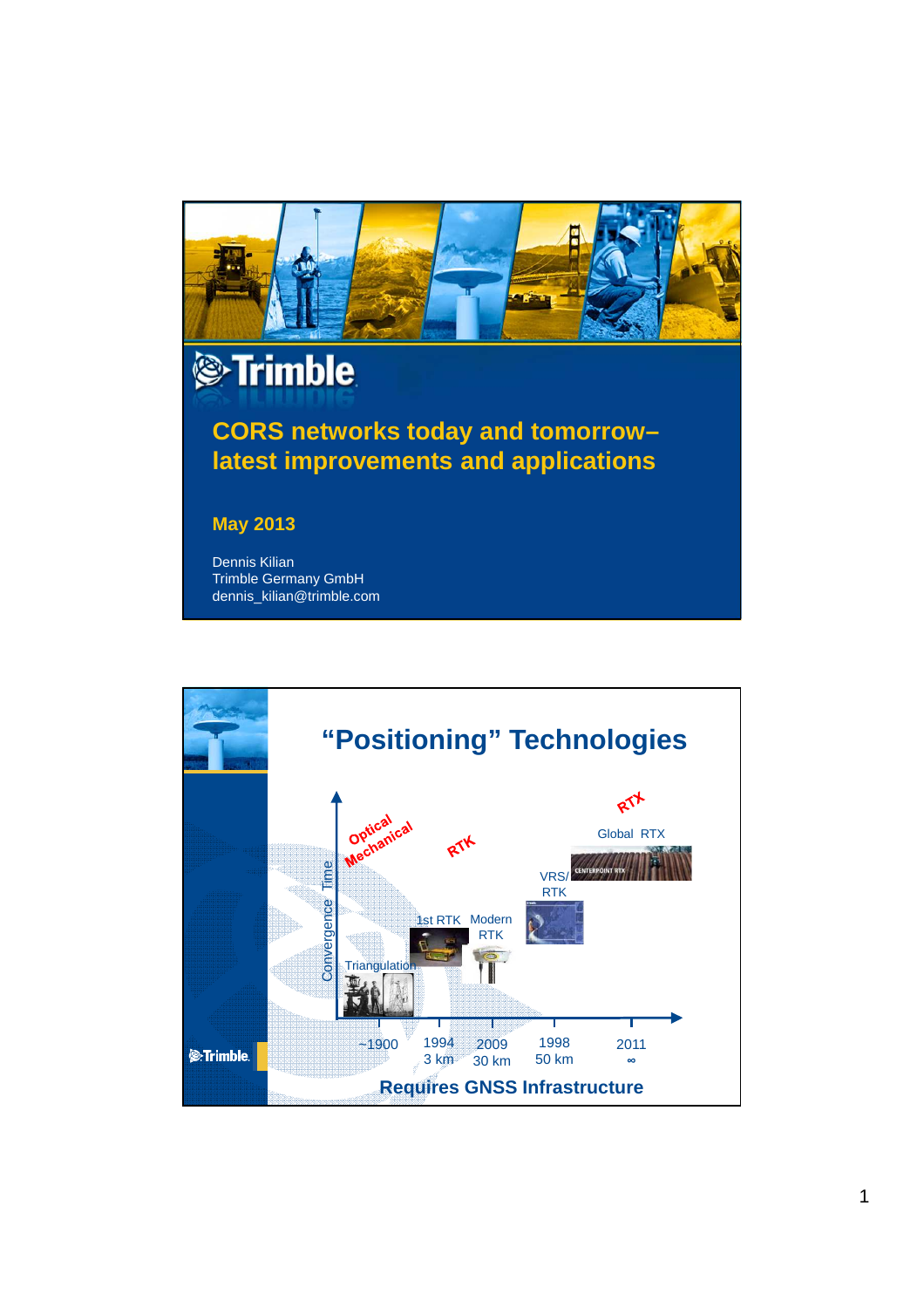# CORS networks today and tomorrow– latest improvements and applications

**May 2013**

Dennis Kilian
Trimble Germany GmbH
dennis_kilian@trimble.com

---

## "Positioning" Technologies

Optical Mechanical

RTK

RTX

Convergence Time

Triangulation

1st RTK

Modern RTK

VRS/ RTK

Global RTX

CENTERPOINT RTX

~1900

1994
3 km

2009
30 km

1998
50 km

2011
∞

**Requires GNSS Infrastructure**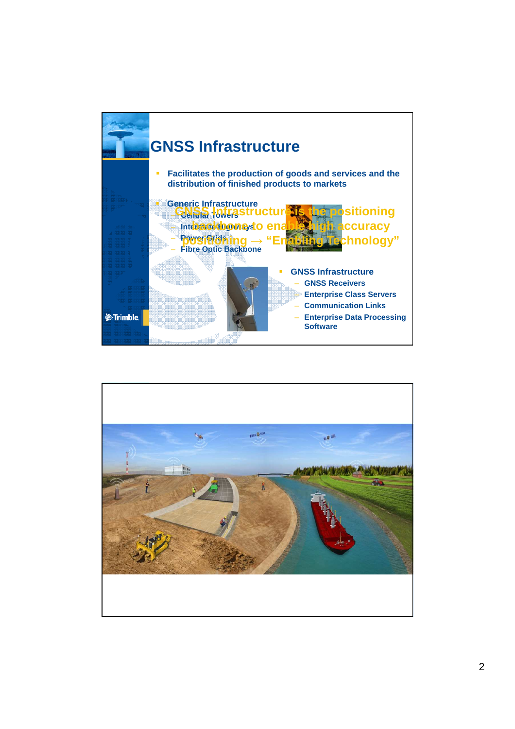# GNSS Infrastructure

- Facilitates the production of goods and services and the distribution of finished products to markets
- Generic Infrastructure
  - Cellular Towers
  - Interstate Highways
  - Power Grids
  - Fibre Optic Backbone

GNSS Infrastructure is the positioning backbone to enable high accuracy positioning → "Enabling Technology"

- GNSS Infrastructure
  - GNSS Receivers
  - Enterprise Class Servers
  - Communication Links
  - Enterprise Data Processing Software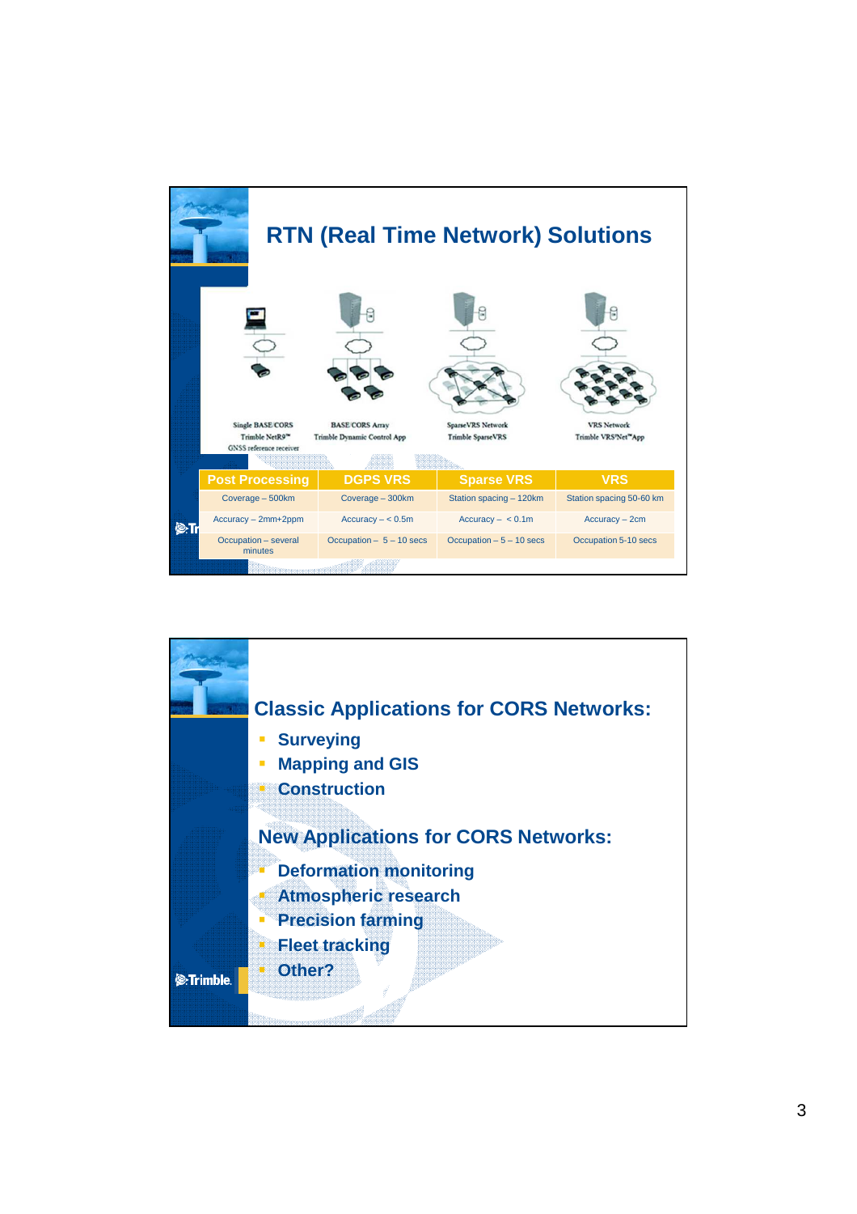# RTN (Real Time Network) Solutions

| Single BASE/CORS Trimble NetR9™ GNSS reference receiver | BASE/CORS Array Trimble Dynamic Control App | SparseVRS Network Trimble SparseVRS | VRS Network Trimble VRS®Net™App |
|---|---|---|---|
| **Post Processing** | **DGPS VRS** | **Sparse VRS** | **VRS** |
| Coverage – 500km | Coverage – 300km | Station spacing – 120km | Station spacing 50-60 km |
| Accuracy – 2mm+2ppm | Accuracy – < 0.5m | Accuracy – < 0.1m | Accuracy – 2cm |
| Occupation – several minutes | Occupation – 5 – 10 secs | Occupation – 5 – 10 secs | Occupation 5-10 secs |

## Classic Applications for CORS Networks:

- Surveying
- Mapping and GIS
- Construction

## New Applications for CORS Networks:

- Deformation monitoring
- Atmospheric research
- Precision farming
- Fleet tracking
- Other?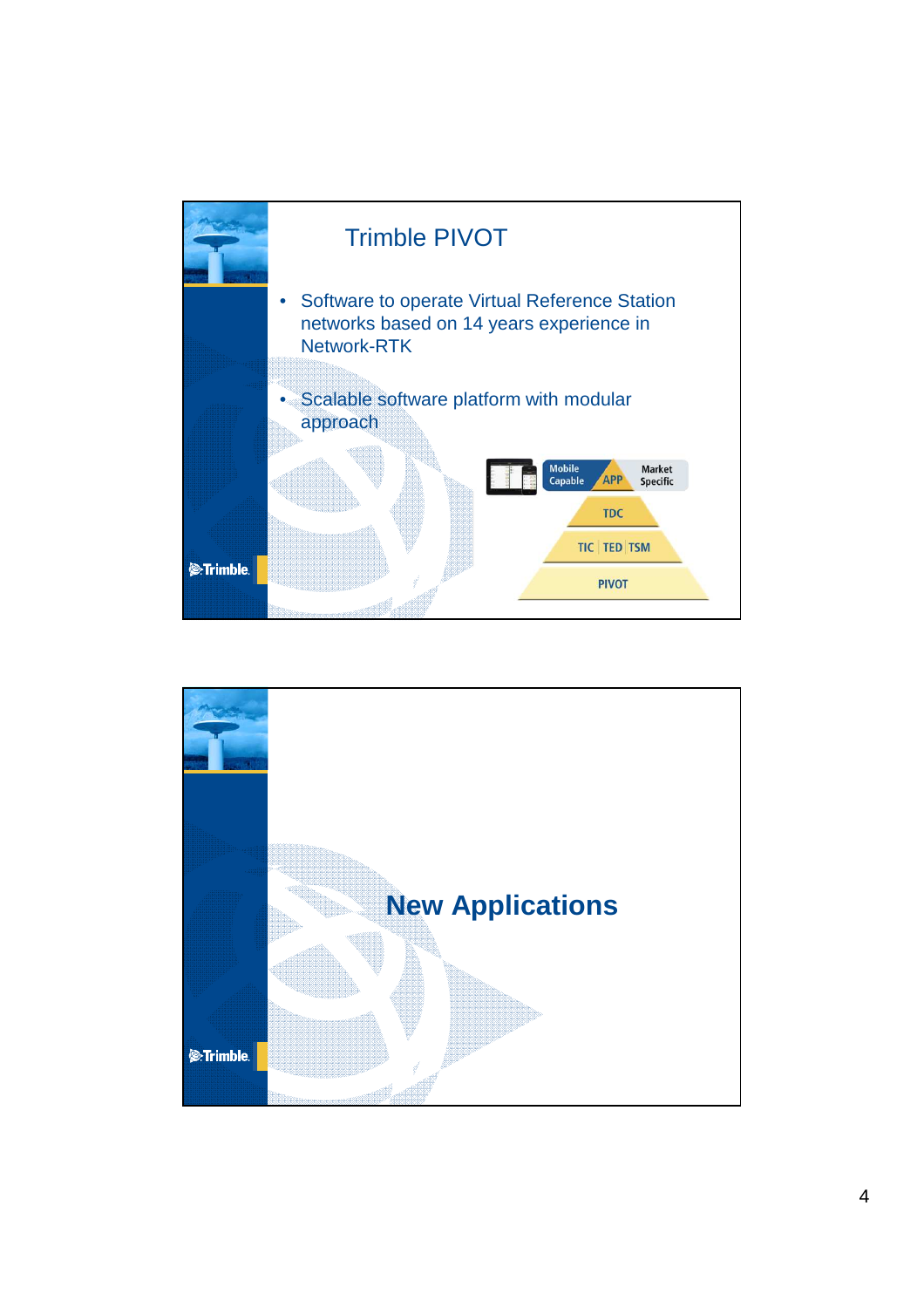## Trimble PIVOT

- Software to operate Virtual Reference Station networks based on 14 years experience in Network-RTK
- Scalable software platform with modular approach

Mobile Capable | APP | Market Specific

TDC

TIC | TED | TSM

PIVOT

## New Applications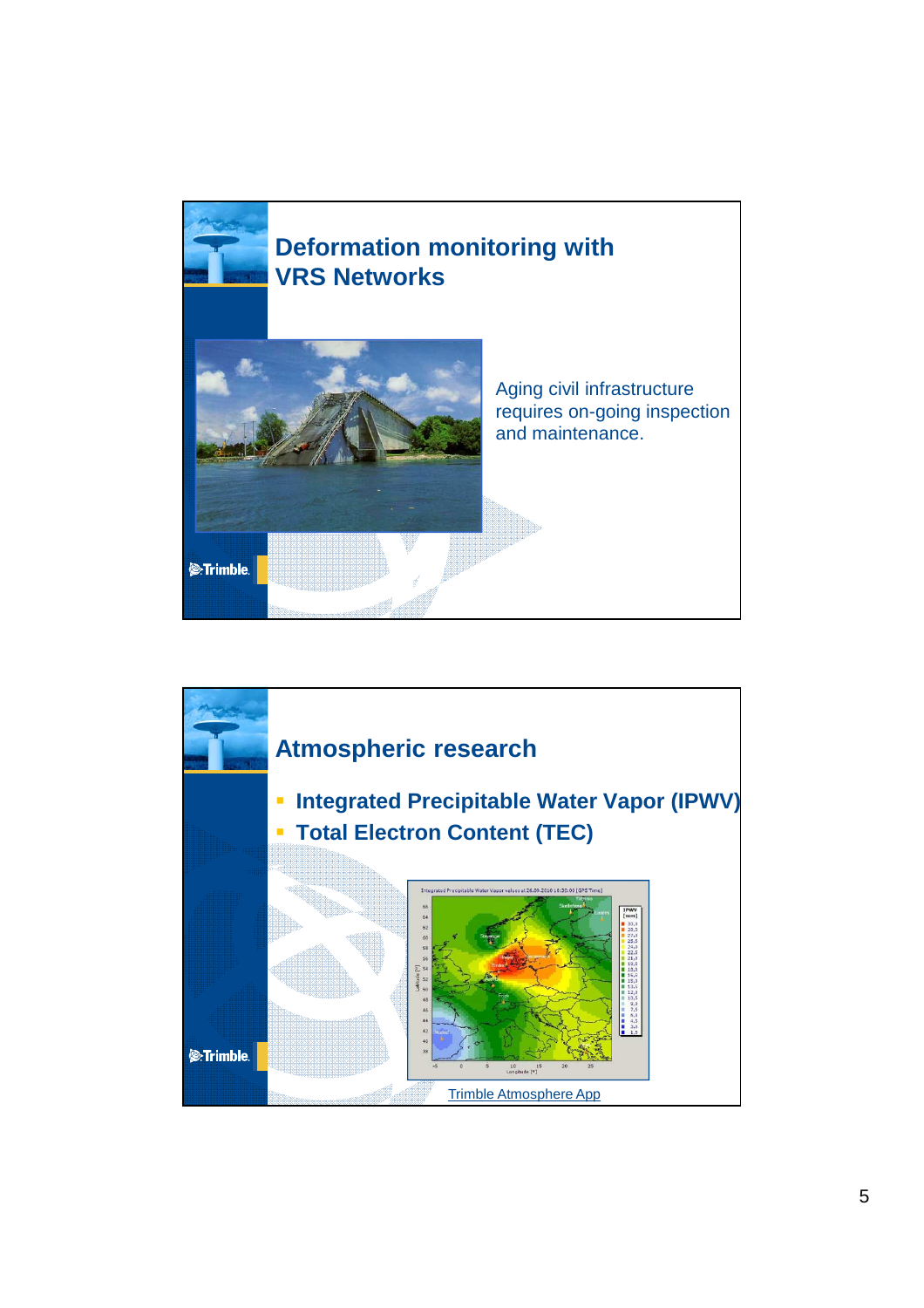## Deformation monitoring with VRS Networks

Aging civil infrastructure requires on-going inspection and maintenance.

## Atmospheric research

- **Integrated Precipitable Water Vapor (IPWV)**
- **Total Electron Content (TEC)**

Trimble Atmosphere App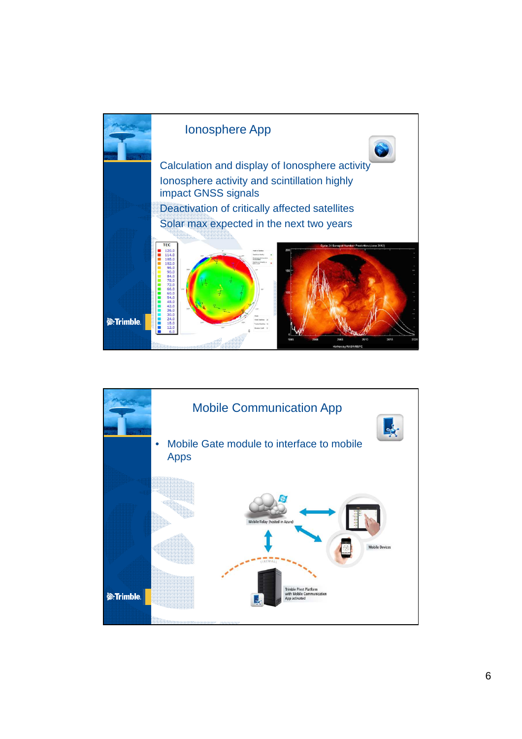## Ionosphere App

Calculation and display of Ionosphere activity

Ionosphere activity and scintillation highly impact GNSS signals

Deactivation of critically affected satellites

Solar max expected in the next two years

## Mobile Communication App

- Mobile Gate module to interface to mobile Apps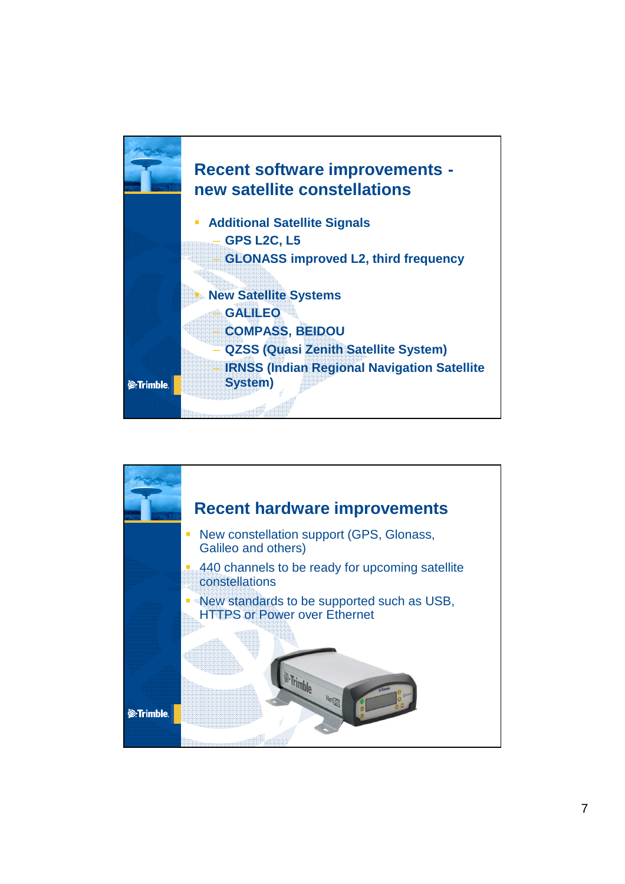## Recent software improvements - new satellite constellations

- **Additional Satellite Signals**
  - **GPS L2C, L5**
  - **GLONASS improved L2, third frequency**
- **New Satellite Systems**
  - **GALILEO**
  - **COMPASS, BEIDOU**
  - **QZSS (Quasi Zenith Satellite System)**
  - **IRNSS (Indian Regional Navigation Satellite System)**

## Recent hardware improvements

- New constellation support (GPS, Glonass, Galileo and others)
- 440 channels to be ready for upcoming satellite constellations
- New standards to be supported such as USB, HTTPS or Power over Ethernet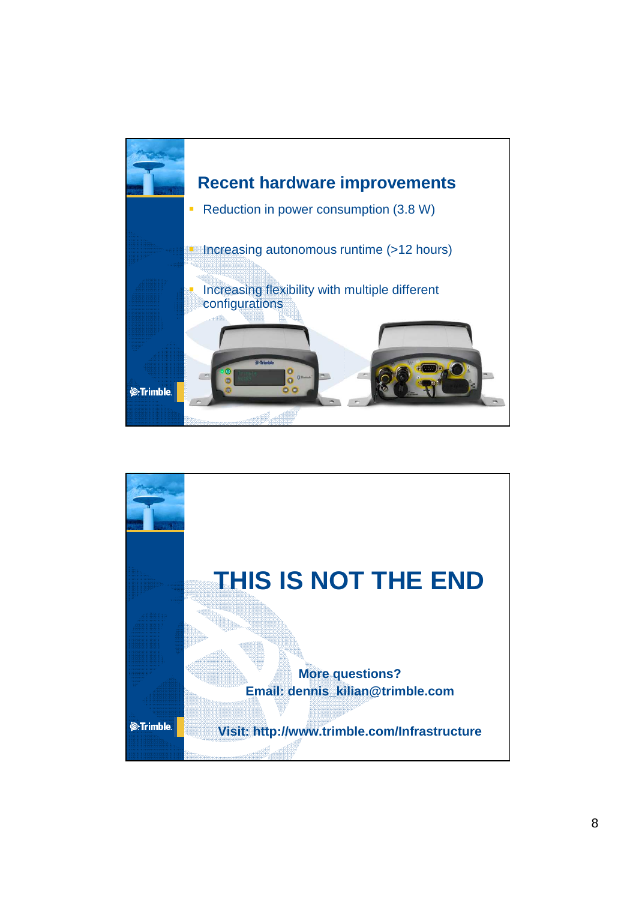## Recent hardware improvements

- Reduction in power consumption (3.8 W)
- Increasing autonomous runtime (>12 hours)
- Increasing flexibility with multiple different configurations

## THIS IS NOT THE END

**More questions?**
**Email: dennis_kilian@trimble.com**

**Visit: http://www.trimble.com/Infrastructure**